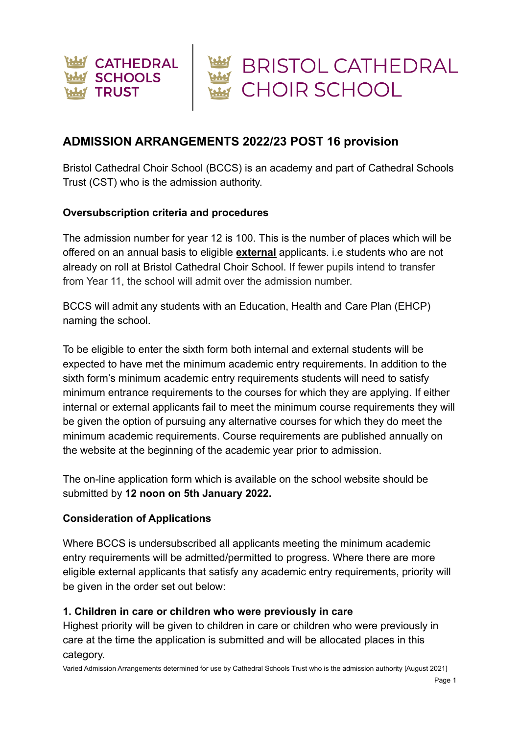CATHEDRAL SCHOOLS TRUST | BRISTOL CATHEDRAL CHOIR SCHOOL

## ADMISSION ARRANGEMENTS 2022/23 POST 16 provision

Bristol Cathedral Choir School (BCCS) is an academy and part of Cathedral Schools Trust (CST) who is the admission authority.

### Oversubscription criteria and procedures

The admission number for year 12 is 100. This is the number of places which will be offered on an annual basis to eligible **external** applicants. i.e students who are not already on roll at Bristol Cathedral Choir School. If fewer pupils intend to transfer from Year 11, the school will admit over the admission number.

BCCS will admit any students with an Education, Health and Care Plan (EHCP) naming the school.

To be eligible to enter the sixth form both internal and external students will be expected to have met the minimum academic entry requirements. In addition to the sixth form's minimum academic entry requirements students will need to satisfy minimum entrance requirements to the courses for which they are applying. If either internal or external applicants fail to meet the minimum course requirements they will be given the option of pursuing any alternative courses for which they do meet the minimum academic requirements. Course requirements are published annually on the website at the beginning of the academic year prior to admission.

The on-line application form which is available on the school website should be submitted by **12 noon on 5th January 2022.**

### Consideration of Applications

Where BCCS is undersubscribed all applicants meeting the minimum academic entry requirements will be admitted/permitted to progress. Where there are more eligible external applicants that satisfy any academic entry requirements, priority will be given in the order set out below:

**1. Children in care or children who were previously in care**
Highest priority will be given to children in care or children who were previously in care at the time the application is submitted and will be allocated places in this category.

Varied Admission Arrangements determined for use by Cathedral Schools Trust who is the admission authority [August 2021]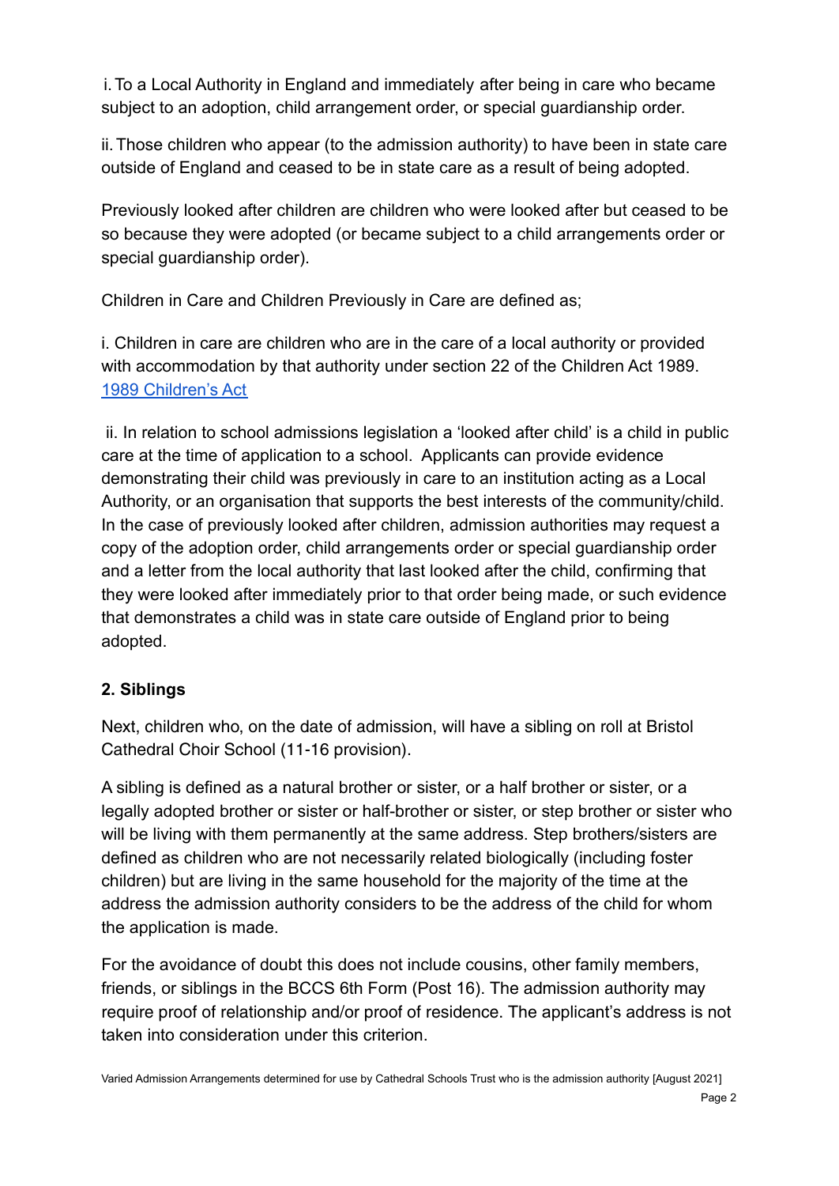i. To a Local Authority in England and immediately after being in care who became subject to an adoption, child arrangement order, or special guardianship order.

ii. Those children who appear (to the admission authority) to have been in state care outside of England and ceased to be in state care as a result of being adopted.

Previously looked after children are children who were looked after but ceased to be so because they were adopted (or became subject to a child arrangements order or special guardianship order).

Children in Care and Children Previously in Care are defined as;

i. Children in care are children who are in the care of a local authority or provided with accommodation by that authority under section 22 of the Children Act 1989. [1989 Children's Act]

ii. In relation to school admissions legislation a 'looked after child' is a child in public care at the time of application to a school. Applicants can provide evidence demonstrating their child was previously in care to an institution acting as a Local Authority, or an organisation that supports the best interests of the community/child. In the case of previously looked after children, admission authorities may request a copy of the adoption order, child arrangements order or special guardianship order and a letter from the local authority that last looked after the child, confirming that they were looked after immediately prior to that order being made, or such evidence that demonstrates a child was in state care outside of England prior to being adopted.

**2. Siblings**

Next, children who, on the date of admission, will have a sibling on roll at Bristol Cathedral Choir School (11-16 provision).

A sibling is defined as a natural brother or sister, or a half brother or sister, or a legally adopted brother or sister or half-brother or sister, or step brother or sister who will be living with them permanently at the same address. Step brothers/sisters are defined as children who are not necessarily related biologically (including foster children) but are living in the same household for the majority of the time at the address the admission authority considers to be the address of the child for whom the application is made.

For the avoidance of doubt this does not include cousins, other family members, friends, or siblings in the BCCS 6th Form (Post 16). The admission authority may require proof of relationship and/or proof of residence. The applicant's address is not taken into consideration under this criterion.

Varied Admission Arrangements determined for use by Cathedral Schools Trust who is the admission authority [August 2021]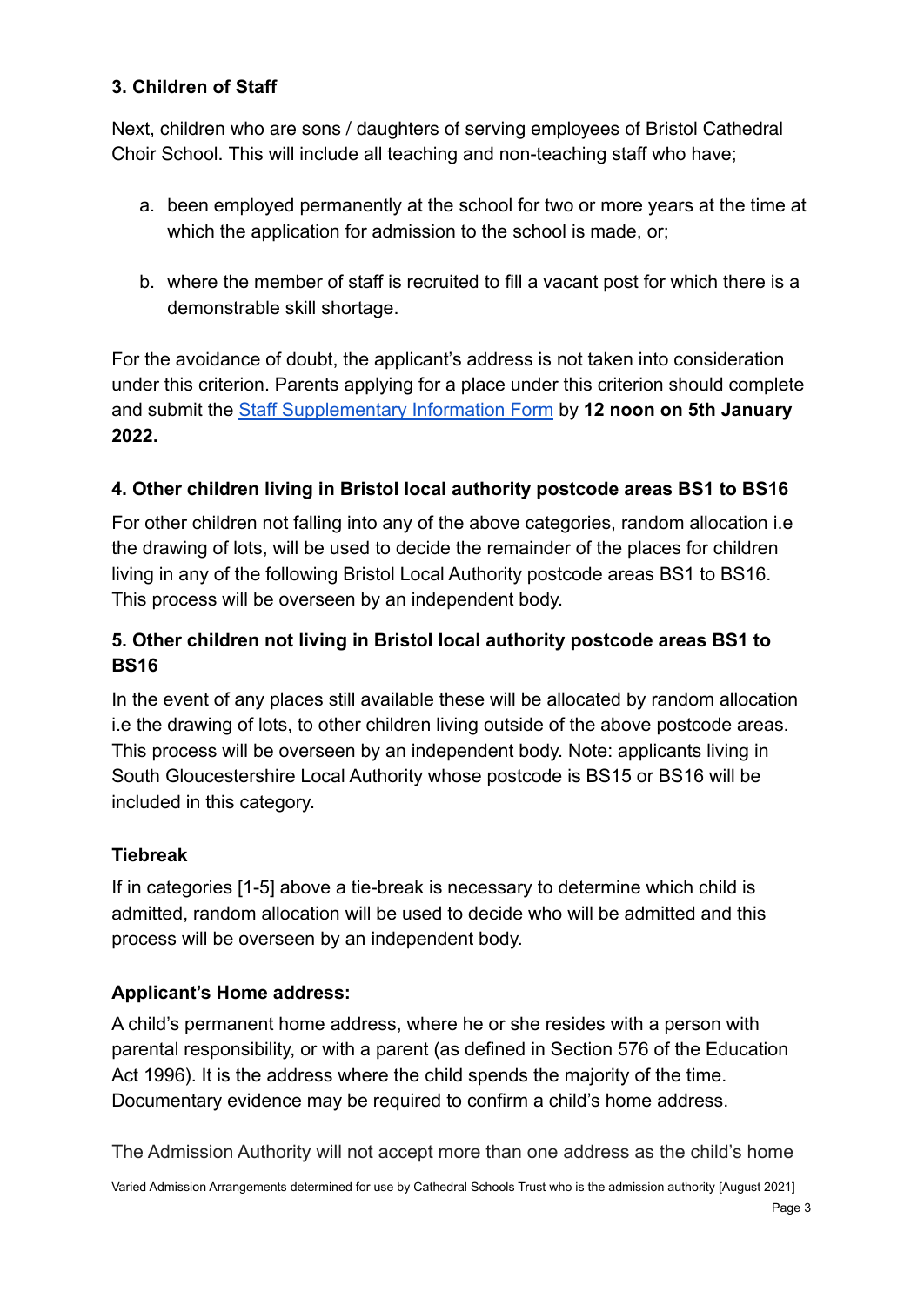### 3. Children of Staff

Next, children who are sons / daughters of serving employees of Bristol Cathedral Choir School. This will include all teaching and non-teaching staff who have;

a. been employed permanently at the school for two or more years at the time at which the application for admission to the school is made, or;

b. where the member of staff is recruited to fill a vacant post for which there is a demonstrable skill shortage.

For the avoidance of doubt, the applicant's address is not taken into consideration under this criterion. Parents applying for a place under this criterion should complete and submit the Staff Supplementary Information Form by **12 noon on 5th January 2022.**

### 4. Other children living in Bristol local authority postcode areas BS1 to BS16

For other children not falling into any of the above categories, random allocation i.e the drawing of lots, will be used to decide the remainder of the places for children living in any of the following Bristol Local Authority postcode areas BS1 to BS16. This process will be overseen by an independent body.

### 5. Other children not living in Bristol local authority postcode areas BS1 to BS16

In the event of any places still available these will be allocated by random allocation i.e the drawing of lots, to other children living outside of the above postcode areas. This process will be overseen by an independent body. Note: applicants living in South Gloucestershire Local Authority whose postcode is BS15 or BS16 will be included in this category.

### Tiebreak

If in categories [1-5] above a tie-break is necessary to determine which child is admitted, random allocation will be used to decide who will be admitted and this process will be overseen by an independent body.

### Applicant's Home address:

A child's permanent home address, where he or she resides with a person with parental responsibility, or with a parent (as defined in Section 576 of the Education Act 1996). It is the address where the child spends the majority of the time. Documentary evidence may be required to confirm a child's home address.

The Admission Authority will not accept more than one address as the child's home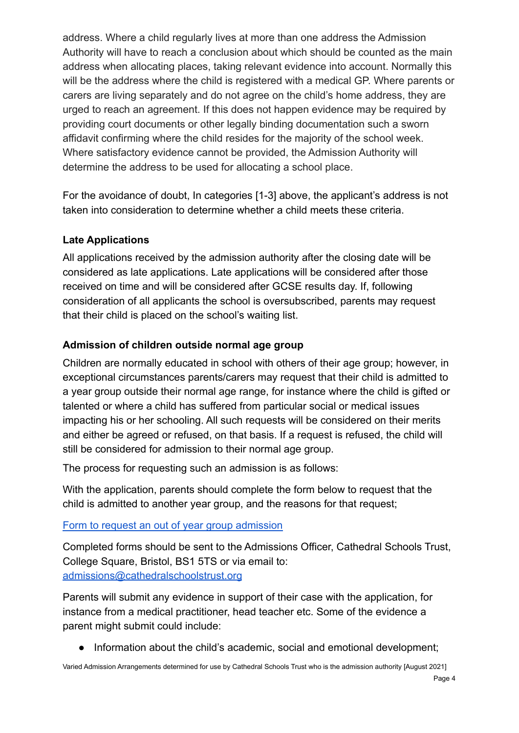address. Where a child regularly lives at more than one address the Admission Authority will have to reach a conclusion about which should be counted as the main address when allocating places, taking relevant evidence into account. Normally this will be the address where the child is registered with a medical GP. Where parents or carers are living separately and do not agree on the child's home address, they are urged to reach an agreement. If this does not happen evidence may be required by providing court documents or other legally binding documentation such a sworn affidavit confirming where the child resides for the majority of the school week. Where satisfactory evidence cannot be provided, the Admission Authority will determine the address to be used for allocating a school place.

For the avoidance of doubt, In categories [1-3] above, the applicant's address is not taken into consideration to determine whether a child meets these criteria.

**Late Applications**

All applications received by the admission authority after the closing date will be considered as late applications. Late applications will be considered after those received on time and will be considered after GCSE results day. If, following consideration of all applicants the school is oversubscribed, parents may request that their child is placed on the school's waiting list.

**Admission of children outside normal age group**

Children are normally educated in school with others of their age group; however, in exceptional circumstances parents/carers may request that their child is admitted to a year group outside their normal age range, for instance where the child is gifted or talented or where a child has suffered from particular social or medical issues impacting his or her schooling. All such requests will be considered on their merits and either be agreed or refused, on that basis. If a request is refused, the child will still be considered for admission to their normal age group.

The process for requesting such an admission is as follows:

With the application, parents should complete the form below to request that the child is admitted to another year group, and the reasons for that request;

[Form to request an out of year group admission]

Completed forms should be sent to the Admissions Officer, Cathedral Schools Trust, College Square, Bristol, BS1 5TS or via email to: admissions@cathedralschoolstrust.org

Parents will submit any evidence in support of their case with the application, for instance from a medical practitioner, head teacher etc. Some of the evidence a parent might submit could include:

- Information about the child's academic, social and emotional development;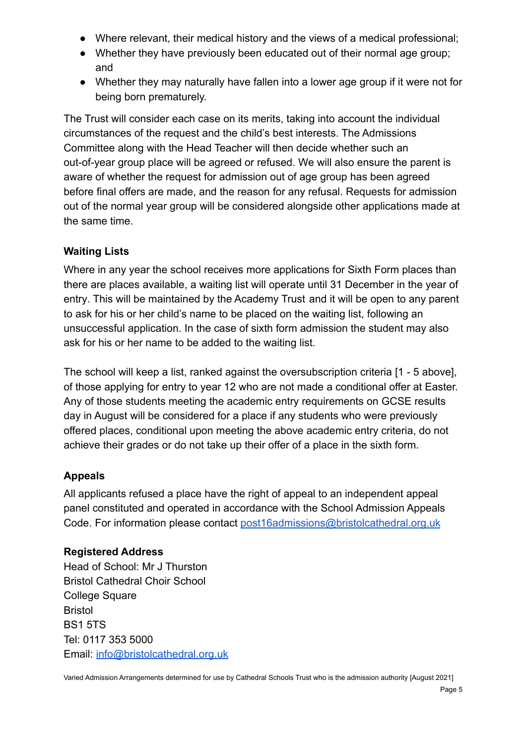- Where relevant, their medical history and the views of a medical professional;
- Whether they have previously been educated out of their normal age group; and
- Whether they may naturally have fallen into a lower age group if it were not for being born prematurely.

The Trust will consider each case on its merits, taking into account the individual circumstances of the request and the child's best interests. The Admissions Committee along with the Head Teacher will then decide whether such an out-of-year group place will be agreed or refused. We will also ensure the parent is aware of whether the request for admission out of age group has been agreed before final offers are made, and the reason for any refusal. Requests for admission out of the normal year group will be considered alongside other applications made at the same time.

**Waiting Lists**

Where in any year the school receives more applications for Sixth Form places than there are places available, a waiting list will operate until 31 December in the year of entry. This will be maintained by the Academy Trust and it will be open to any parent to ask for his or her child's name to be placed on the waiting list, following an unsuccessful application. In the case of sixth form admission the student may also ask for his or her name to be added to the waiting list.

The school will keep a list, ranked against the oversubscription criteria [1 - 5 above], of those applying for entry to year 12 who are not made a conditional offer at Easter. Any of those students meeting the academic entry requirements on GCSE results day in August will be considered for a place if any students who were previously offered places, conditional upon meeting the above academic entry criteria, do not achieve their grades or do not take up their offer of a place in the sixth form.

**Appeals**

All applicants refused a place have the right of appeal to an independent appeal panel constituted and operated in accordance with the School Admission Appeals Code. For information please contact post16admissions@bristolcathedral.org.uk

**Registered Address**

Head of School: Mr J Thurston
Bristol Cathedral Choir School
College Square
Bristol
BS1 5TS
Tel: 0117 353 5000
Email: info@bristolcathedral.org.uk

Varied Admission Arrangements determined for use by Cathedral Schools Trust who is the admission authority [August 2021]